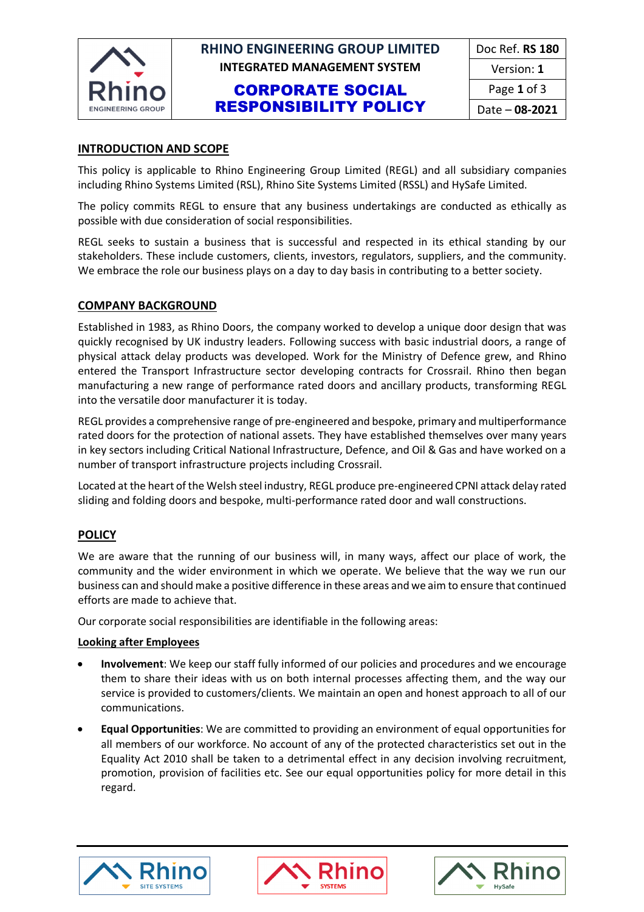# RHINO ENGINEERING GROUP LIMITED

**INTEGRATED MANAGEMENT SYSTEM**

## CORPORATE SOCIAL RESPONSIBILITY POLICY

| Doc Ref. **RS 180** |
|---|
| Version: **1** |
| Page **1** of 3 |
| Date – **08-2021** |

## INTRODUCTION AND SCOPE

This policy is applicable to Rhino Engineering Group Limited (REGL) and all subsidiary companies including Rhino Systems Limited (RSL), Rhino Site Systems Limited (RSSL) and HySafe Limited.

The policy commits REGL to ensure that any business undertakings are conducted as ethically as possible with due consideration of social responsibilities.

REGL seeks to sustain a business that is successful and respected in its ethical standing by our stakeholders. These include customers, clients, investors, regulators, suppliers, and the community. We embrace the role our business plays on a day to day basis in contributing to a better society.

## COMPANY BACKGROUND

Established in 1983, as Rhino Doors, the company worked to develop a unique door design that was quickly recognised by UK industry leaders. Following success with basic industrial doors, a range of physical attack delay products was developed. Work for the Ministry of Defence grew, and Rhino entered the Transport Infrastructure sector developing contracts for Crossrail. Rhino then began manufacturing a new range of performance rated doors and ancillary products, transforming REGL into the versatile door manufacturer it is today.

REGL provides a comprehensive range of pre-engineered and bespoke, primary and multiperformance rated doors for the protection of national assets. They have established themselves over many years in key sectors including Critical National Infrastructure, Defence, and Oil & Gas and have worked on a number of transport infrastructure projects including Crossrail.

Located at the heart of the Welsh steel industry, REGL produce pre-engineered CPNI attack delay rated sliding and folding doors and bespoke, multi-performance rated door and wall constructions.

## POLICY

We are aware that the running of our business will, in many ways, affect our place of work, the community and the wider environment in which we operate. We believe that the way we run our business can and should make a positive difference in these areas and we aim to ensure that continued efforts are made to achieve that.

Our corporate social responsibilities are identifiable in the following areas:

### Looking after Employees

- **Involvement**: We keep our staff fully informed of our policies and procedures and we encourage them to share their ideas with us on both internal processes affecting them, and the way our service is provided to customers/clients. We maintain an open and honest approach to all of our communications.
- **Equal Opportunities**: We are committed to providing an environment of equal opportunities for all members of our workforce. No account of any of the protected characteristics set out in the Equality Act 2010 shall be taken to a detrimental effect in any decision involving recruitment, promotion, provision of facilities etc. See our equal opportunities policy for more detail in this regard.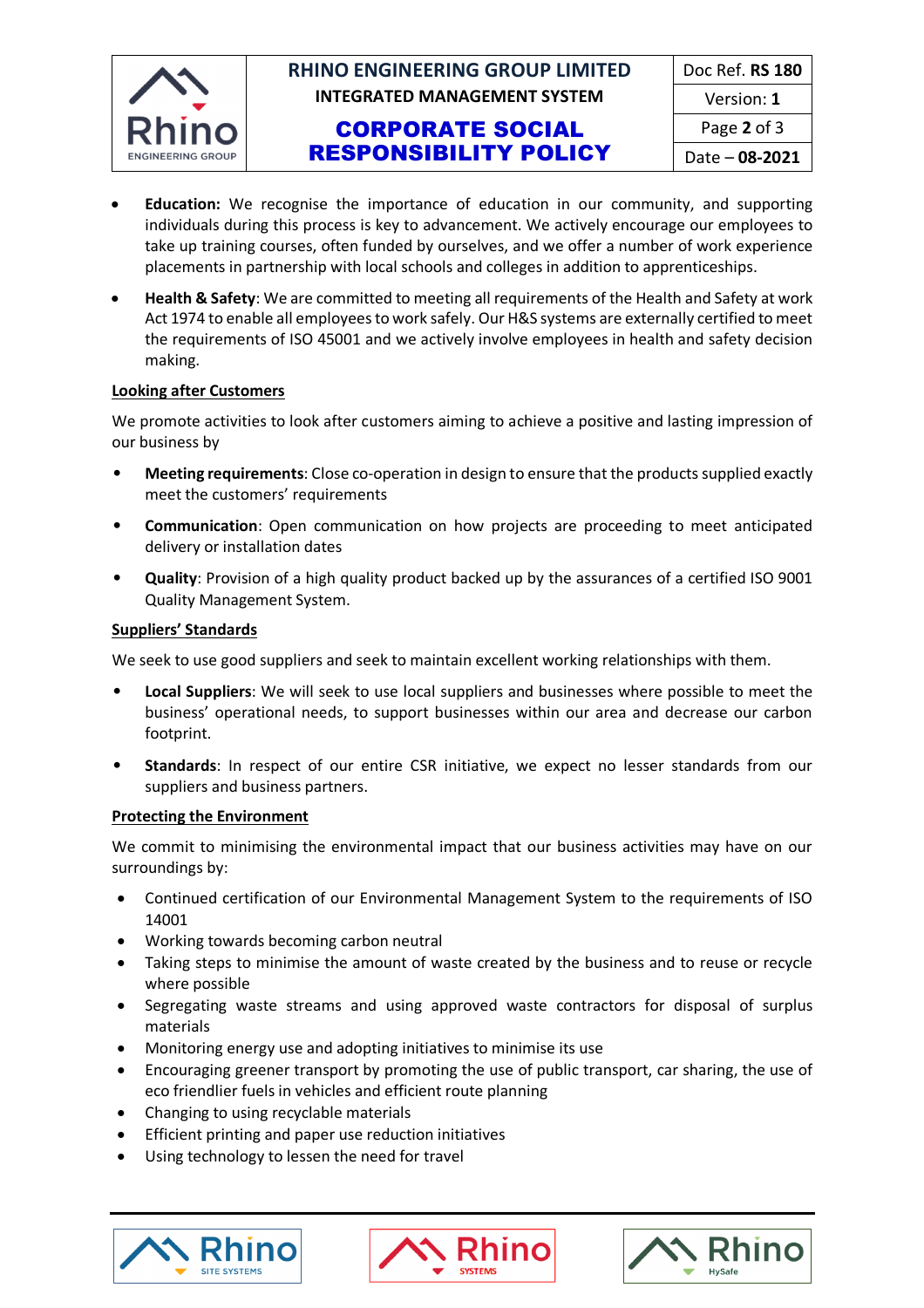- **Education:** We recognise the importance of education in our community, and supporting individuals during this process is key to advancement. We actively encourage our employees to take up training courses, often funded by ourselves, and we offer a number of work experience placements in partnership with local schools and colleges in addition to apprenticeships.
- **Health & Safety**: We are committed to meeting all requirements of the Health and Safety at work Act 1974 to enable all employees to work safely. Our H&S systems are externally certified to meet the requirements of ISO 45001 and we actively involve employees in health and safety decision making.

**Looking after Customers**

We promote activities to look after customers aiming to achieve a positive and lasting impression of our business by

- **Meeting requirements**: Close co-operation in design to ensure that the products supplied exactly meet the customers' requirements
- **Communication**: Open communication on how projects are proceeding to meet anticipated delivery or installation dates
- **Quality**: Provision of a high quality product backed up by the assurances of a certified ISO 9001 Quality Management System.

**Suppliers' Standards**

We seek to use good suppliers and seek to maintain excellent working relationships with them.

- **Local Suppliers**: We will seek to use local suppliers and businesses where possible to meet the business' operational needs, to support businesses within our area and decrease our carbon footprint.
- **Standards**: In respect of our entire CSR initiative, we expect no lesser standards from our suppliers and business partners.

**Protecting the Environment**

We commit to minimising the environmental impact that our business activities may have on our surroundings by:

- Continued certification of our Environmental Management System to the requirements of ISO 14001
- Working towards becoming carbon neutral
- Taking steps to minimise the amount of waste created by the business and to reuse or recycle where possible
- Segregating waste streams and using approved waste contractors for disposal of surplus materials
- Monitoring energy use and adopting initiatives to minimise its use
- Encouraging greener transport by promoting the use of public transport, car sharing, the use of eco friendlier fuels in vehicles and efficient route planning
- Changing to using recyclable materials
- Efficient printing and paper use reduction initiatives
- Using technology to lessen the need for travel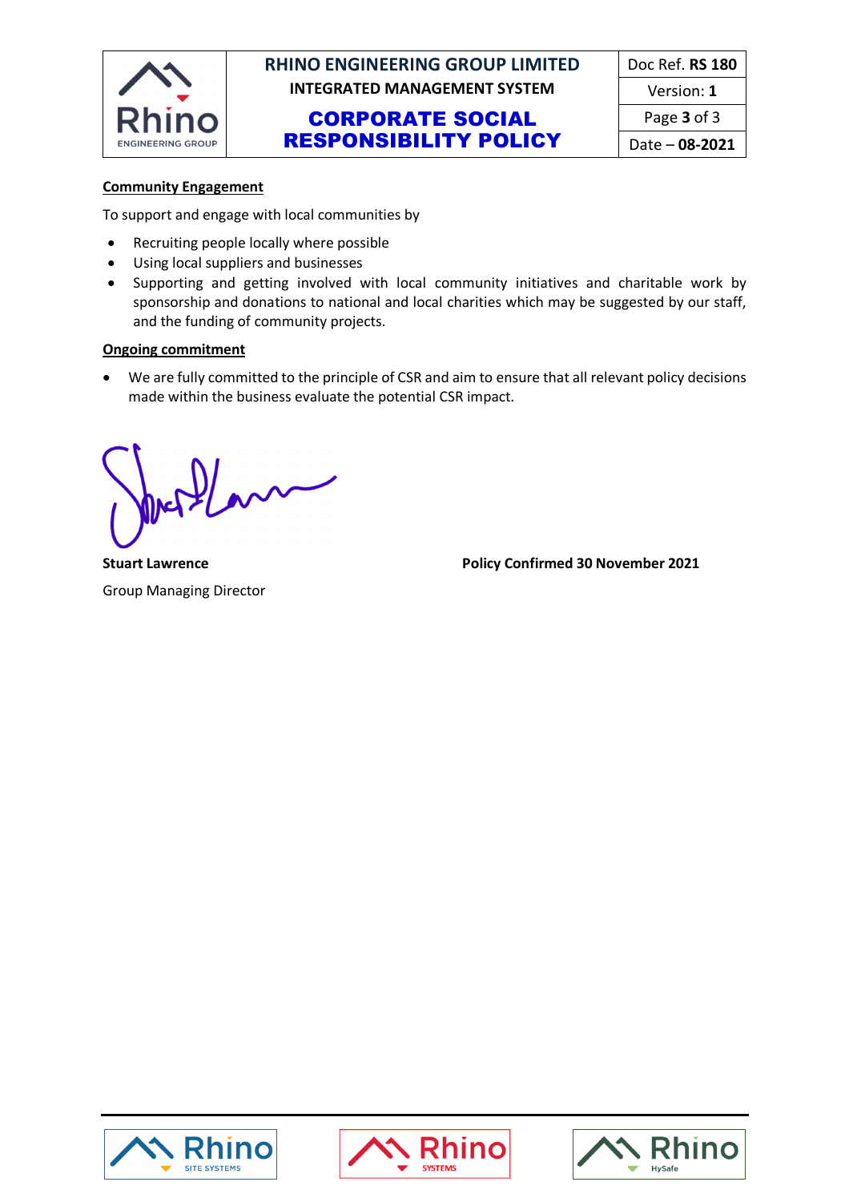**Community Engagement**

To support and engage with local communities by

- Recruiting people locally where possible
- Using local suppliers and businesses
- Supporting and getting involved with local community initiatives and charitable work by sponsorship and donations to national and local charities which may be suggested by our staff, and the funding of community projects.

**Ongoing commitment**

- We are fully committed to the principle of CSR and aim to ensure that all relevant policy decisions made within the business evaluate the potential CSR impact.

**Stuart Lawrence**

Group Managing Director

**Policy Confirmed 30 November 2021**